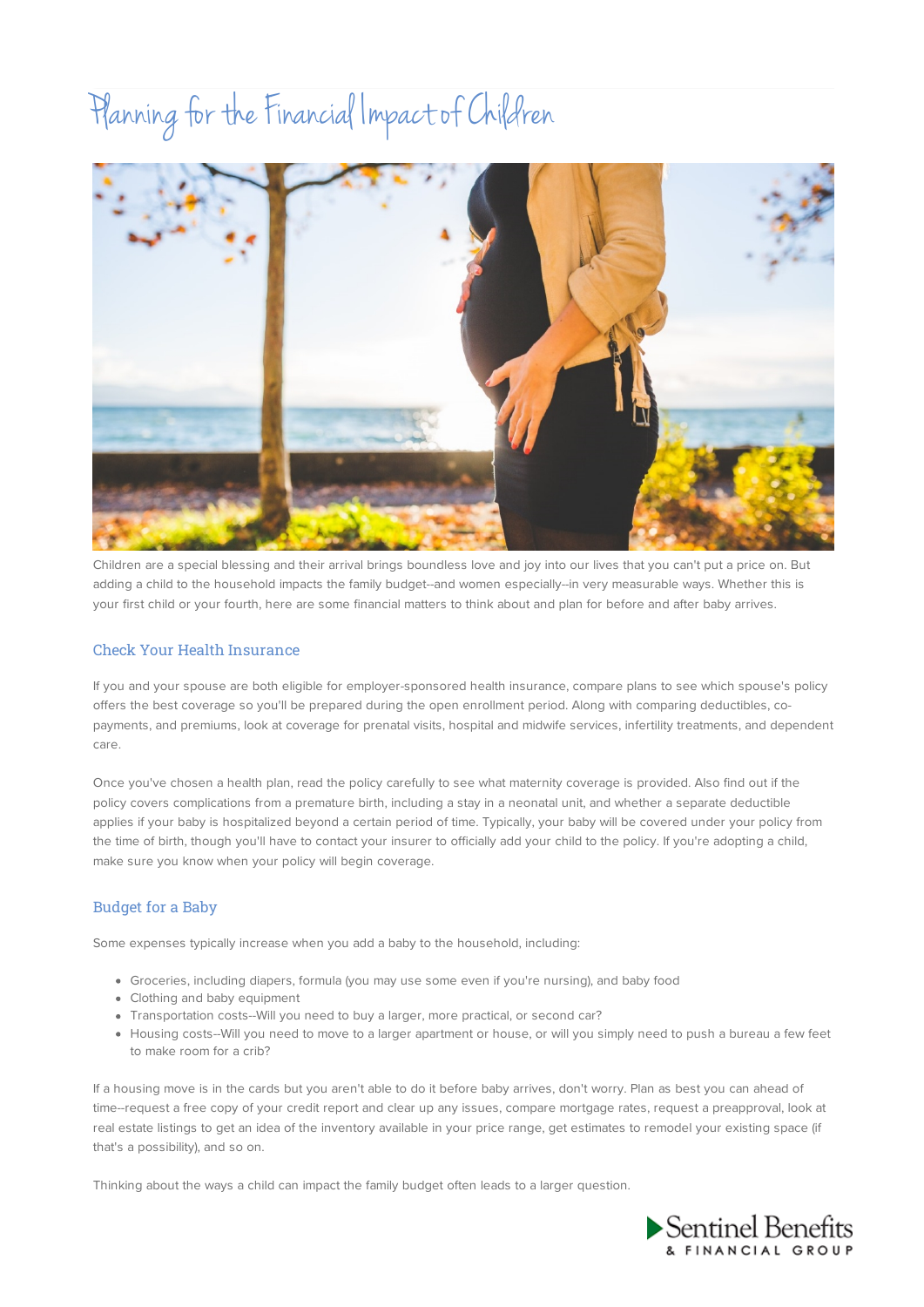# Planning for the Financial Impact of Children

Children are a special blessing and their arrival brings boundless love and joy into our lives that you can't put a price on. But adding a child to the household impacts the family budget--and women especially--in very measurable ways. Whether this is your first child or your fourth, here are some financial matters to think about and plan for before and after baby arrives.

## Check Your Health Insurance

If you and your spouse are both eligible for employer-sponsored health insurance, compare plans to see which spouse's policy offers the best coverage so you'll be prepared during the open enrollment period. Along with comparing deductibles, co-payments, and premiums, look at coverage for prenatal visits, hospital and midwife services, infertility treatments, and dependent care.

Once you've chosen a health plan, read the policy carefully to see what maternity coverage is provided. Also find out if the policy covers complications from a premature birth, including a stay in a neonatal unit, and whether a separate deductible applies if your baby is hospitalized beyond a certain period of time. Typically, your baby will be covered under your policy from the time of birth, though you'll have to contact your insurer to officially add your child to the policy. If you're adopting a child, make sure you know when your policy will begin coverage.

## Budget for a Baby

Some expenses typically increase when you add a baby to the household, including:

- Groceries, including diapers, formula (you may use some even if you're nursing), and baby food
- Clothing and baby equipment
- Transportation costs--Will you need to buy a larger, more practical, or second car?
- Housing costs--Will you need to move to a larger apartment or house, or will you simply need to push a bureau a few feet to make room for a crib?

If a housing move is in the cards but you aren't able to do it before baby arrives, don't worry. Plan as best you can ahead of time--request a free copy of your credit report and clear up any issues, compare mortgage rates, request a preapproval, look at real estate listings to get an idea of the inventory available in your price range, get estimates to remodel your existing space (if that's a possibility), and so on.

Thinking about the ways a child can impact the family budget often leads to a larger question.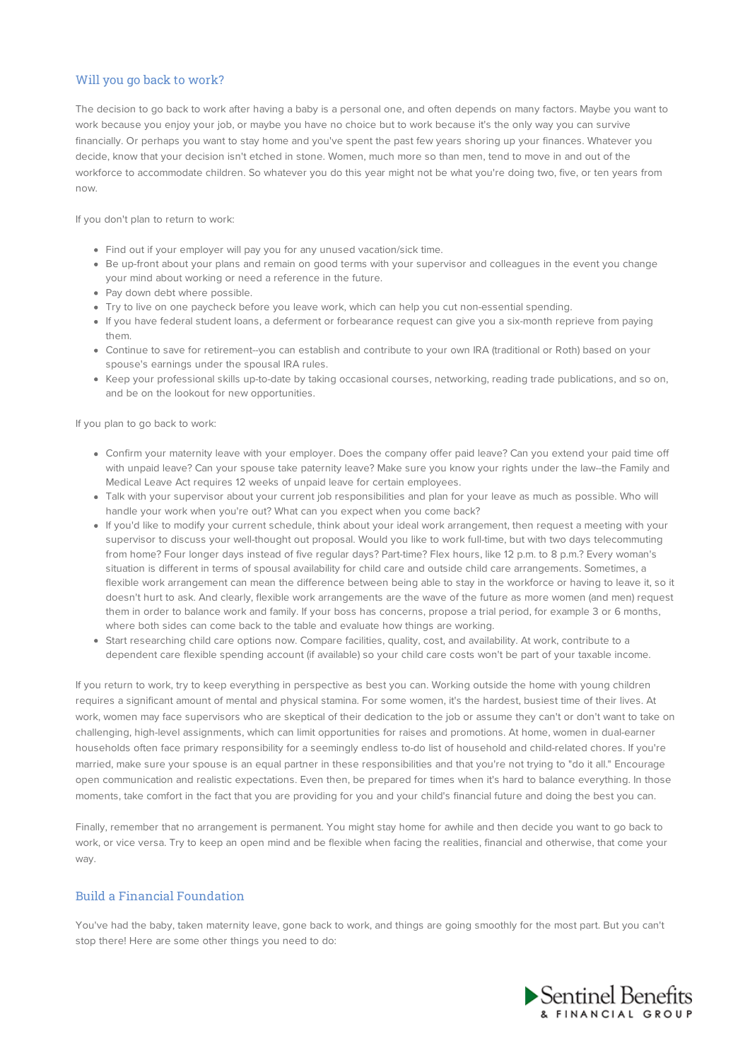## Will you go back to work?

The decision to go back to work after having a baby is a personal one, and often depends on many factors. Maybe you want to work because you enjoy your job, or maybe you have no choice but to work because it's the only way you can survive financially. Or perhaps you want to stay home and you've spent the past few years shoring up your finances. Whatever you decide, know that your decision isn't etched in stone. Women, much more so than men, tend to move in and out of the workforce to accommodate children. So whatever you do this year might not be what you're doing two, five, or ten years from now.

If you don't plan to return to work:

- Find out if your employer will pay you for any unused vacation/sick time.
- Be up-front about your plans and remain on good terms with your supervisor and colleagues in the event you change your mind about working or need a reference in the future.
- Pay down debt where possible.
- Try to live on one paycheck before you leave work, which can help you cut non-essential spending.
- If you have federal student loans, a deferment or forbearance request can give you a six-month reprieve from paying them.
- Continue to save for retirement--you can establish and contribute to your own IRA (traditional or Roth) based on your spouse's earnings under the spousal IRA rules.
- Keep your professional skills up-to-date by taking occasional courses, networking, reading trade publications, and so on, and be on the lookout for new opportunities.

If you plan to go back to work:

- Confirm your maternity leave with your employer. Does the company offer paid leave? Can you extend your paid time off with unpaid leave? Can your spouse take paternity leave? Make sure you know your rights under the law--the Family and Medical Leave Act requires 12 weeks of unpaid leave for certain employees.
- Talk with your supervisor about your current job responsibilities and plan for your leave as much as possible. Who will handle your work when you're out? What can you expect when you come back?
- If you'd like to modify your current schedule, think about your ideal work arrangement, then request a meeting with your supervisor to discuss your well-thought out proposal. Would you like to work full-time, but with two days telecommuting from home? Four longer days instead of five regular days? Part-time? Flex hours, like 12 p.m. to 8 p.m.? Every woman's situation is different in terms of spousal availability for child care and outside child care arrangements. Sometimes, a flexible work arrangement can mean the difference between being able to stay in the workforce or having to leave it, so it doesn't hurt to ask. And clearly, flexible work arrangements are the wave of the future as more women (and men) request them in order to balance work and family. If your boss has concerns, propose a trial period, for example 3 or 6 months, where both sides can come back to the table and evaluate how things are working.
- Start researching child care options now. Compare facilities, quality, cost, and availability. At work, contribute to a dependent care flexible spending account (if available) so your child care costs won't be part of your taxable income.

If you return to work, try to keep everything in perspective as best you can. Working outside the home with young children requires a significant amount of mental and physical stamina. For some women, it's the hardest, busiest time of their lives. At work, women may face supervisors who are skeptical of their dedication to the job or assume they can't or don't want to take on challenging, high-level assignments, which can limit opportunities for raises and promotions. At home, women in dual-earner households often face primary responsibility for a seemingly endless to-do list of household and child-related chores. If you're married, make sure your spouse is an equal partner in these responsibilities and that you're not trying to "do it all." Encourage open communication and realistic expectations. Even then, be prepared for times when it's hard to balance everything. In those moments, take comfort in the fact that you are providing for you and your child's financial future and doing the best you can.

Finally, remember that no arrangement is permanent. You might stay home for awhile and then decide you want to go back to work, or vice versa. Try to keep an open mind and be flexible when facing the realities, financial and otherwise, that come your way.

## Build a Financial Foundation

You've had the baby, taken maternity leave, gone back to work, and things are going smoothly for the most part. But you can't stop there! Here are some other things you need to do: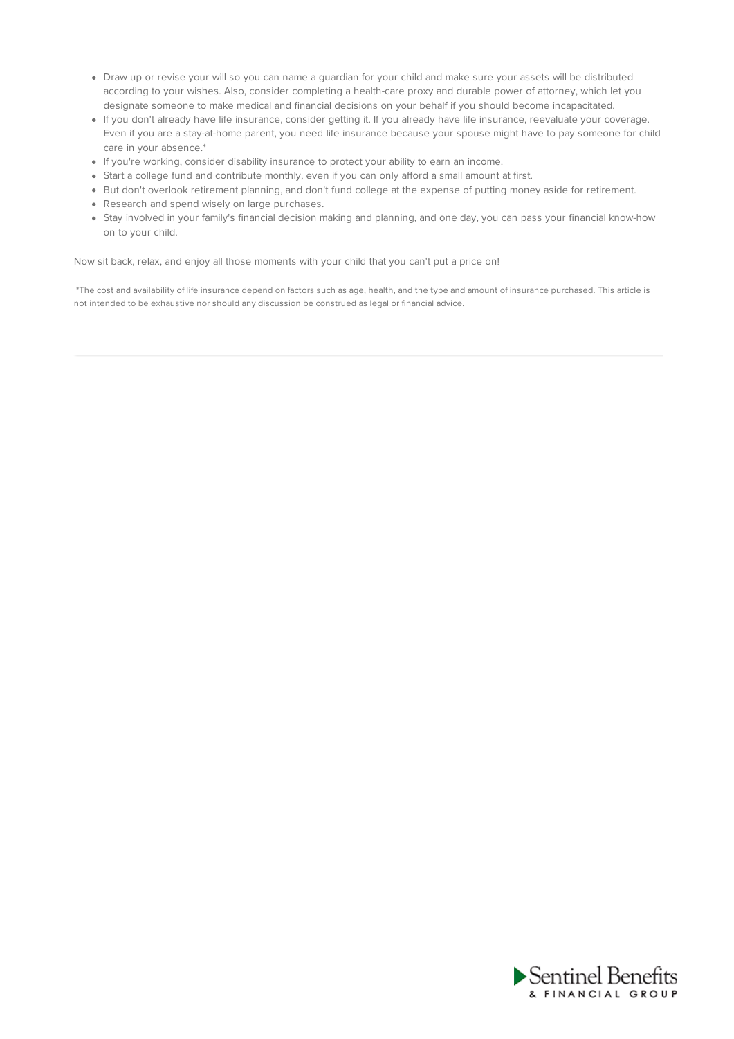- Draw up or revise your will so you can name a guardian for your child and make sure your assets will be distributed according to your wishes. Also, consider completing a health-care proxy and durable power of attorney, which let you designate someone to make medical and financial decisions on your behalf if you should become incapacitated.
- If you don't already have life insurance, consider getting it. If you already have life insurance, reevaluate your coverage. Even if you are a stay-at-home parent, you need life insurance because your spouse might have to pay someone for child care in your absence.*
- If you're working, consider disability insurance to protect your ability to earn an income.
- Start a college fund and contribute monthly, even if you can only afford a small amount at first.
- But don't overlook retirement planning, and don't fund college at the expense of putting money aside for retirement.
- Research and spend wisely on large purchases.
- Stay involved in your family's financial decision making and planning, and one day, you can pass your financial know-how on to your child.

Now sit back, relax, and enjoy all those moments with your child that you can't put a price on!

*The cost and availability of life insurance depend on factors such as age, health, and the type and amount of insurance purchased. This article is not intended to be exhaustive nor should any discussion be construed as legal or financial advice.

Sentinel Benefits & FINANCIAL GROUP